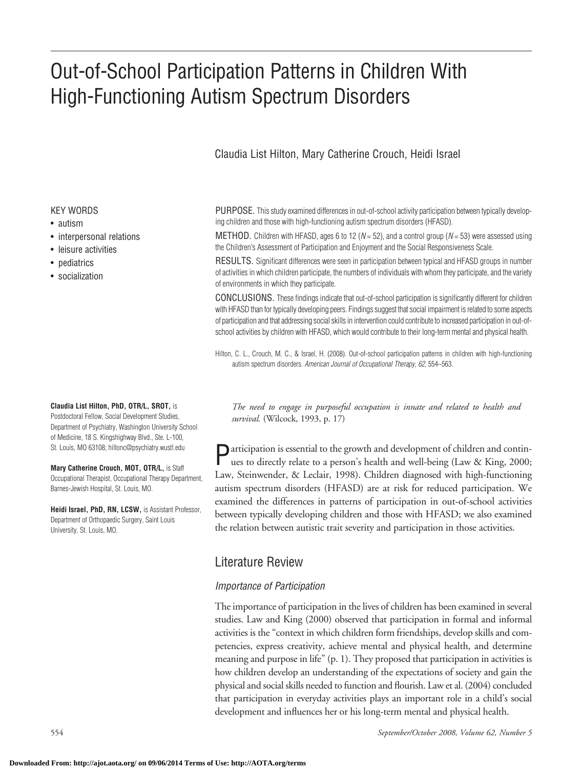# Out-of-School Participation Patterns in Children With High-Functioning Autism Spectrum Disorders

Claudia List Hilton, Mary Catherine Crouch, Heidi Israel

KEY WORDS

- autism
- interpersonal relations
- leisure activities
- pediatrics
- socialization

PURPOSE. This study examined differences in out-of-school activity participation between typically developing children and those with high-functioning autism spectrum disorders (HFASD).

METHOD. Children with HFASD, ages 6 to 12 ($N = 52$), and a control group ($N = 53$) were assessed using the Children's Assessment of Participation and Enjoyment and the Social Responsiveness Scale.

RESULTS. Significant differences were seen in participation between typical and HFASD groups in number of activities in which children participate, the numbers of individuals with whom they participate, and the variety of environments in which they participate.

CONCLUSIONS. These findings indicate that out-of-school participation is significantly different for children with HFASD than for typically developing peers. Findings suggest that social impairment is related to some aspects of participation and that addressing social skills in intervention could contribute to increased participation in out-of-school activities by children with HFASD, which would contribute to their long-term mental and physical health.

Hilton, C. L., Crouch, M. C., & Israel, H. (2008). Out-of-school participation patterns in children with high-functioning autism spectrum disorders. *American Journal of Occupational Therapy, 62*, 554–563.

**Claudia List Hilton, PhD, OTR/L, SROT,** is Postdoctoral Fellow, Social Development Studies, Department of Psychiatry, Washington University School of Medicine, 18 S. Kingshighway Blvd., Ste. L-100, St. Louis, MO 63108; hiltonc@psychiatry.wustl.edu

**Mary Catherine Crouch, MOT, OTR/L,** is Staff Occupational Therapist, Occupational Therapy Department, Barnes-Jewish Hospital, St. Louis, MO.

**Heidi Israel, PhD, RN, LCSW,** is Assistant Professor, Department of Orthopaedic Surgery, Saint Louis University, St. Louis, MO.

*The need to engage in purposeful occupation is innate and related to health and survival.* (Wilcock, 1993, p. 17)

Participation is essential to the growth and development of children and continues to directly relate to a person's health and well-being (Law & King, 2000; Law, Steinwender, & Leclair, 1998). Children diagnosed with high-functioning autism spectrum disorders (HFASD) are at risk for reduced participation. We examined the differences in patterns of participation in out-of-school activities between typically developing children and those with HFASD; we also examined the relation between autistic trait severity and participation in those activities.

## Literature Review

### Importance of Participation

The importance of participation in the lives of children has been examined in several studies. Law and King (2000) observed that participation in formal and informal activities is the "context in which children form friendships, develop skills and competencies, express creativity, achieve mental and physical health, and determine meaning and purpose in life" (p. 1). They proposed that participation in activities is how children develop an understanding of the expectations of society and gain the physical and social skills needed to function and flourish. Law et al. (2004) concluded that participation in everyday activities plays an important role in a child's social development and influences her or his long-term mental and physical health.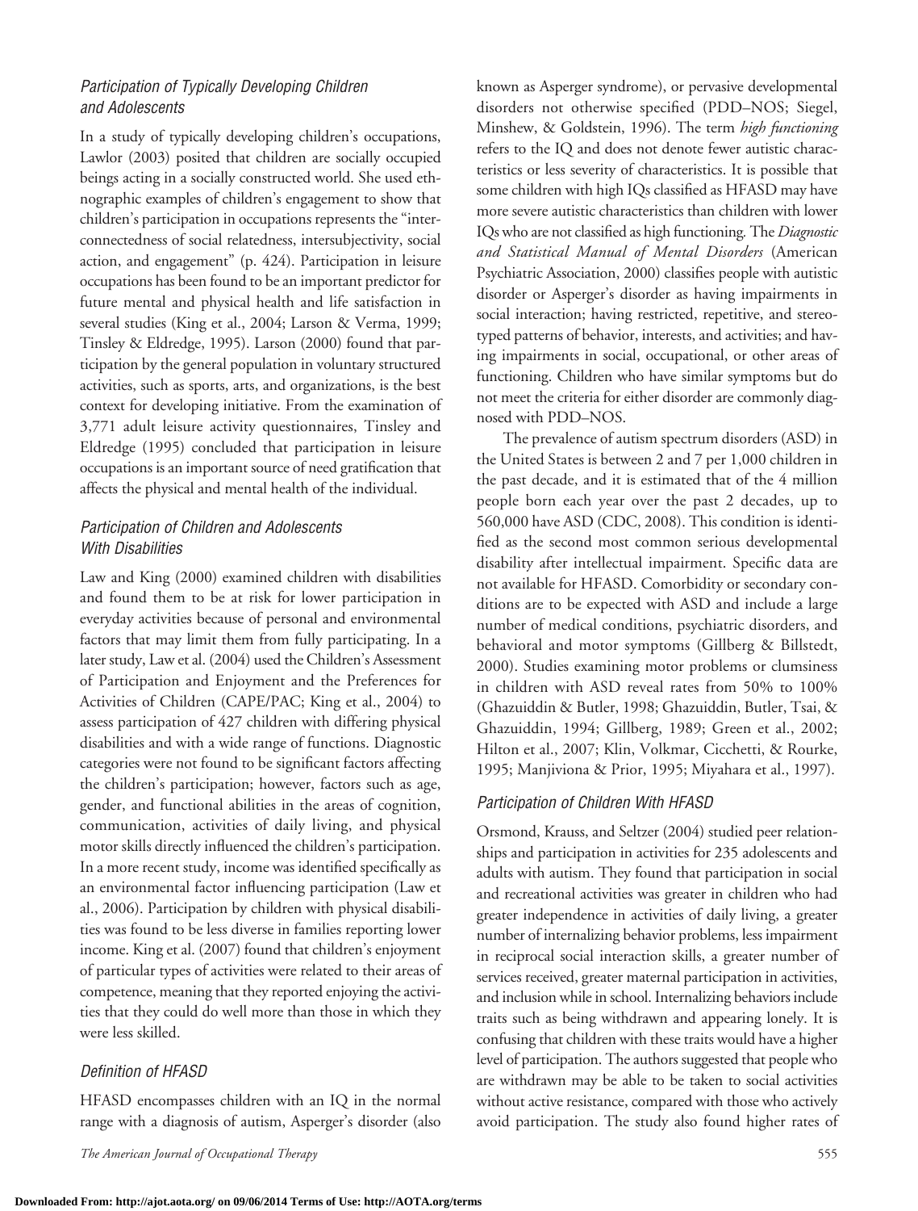### Participation of Typically Developing Children and Adolescents

In a study of typically developing children's occupations, Lawlor (2003) posited that children are socially occupied beings acting in a socially constructed world. She used ethnographic examples of children's engagement to show that children's participation in occupations represents the "interconnectedness of social relatedness, intersubjectivity, social action, and engagement" (p. 424). Participation in leisure occupations has been found to be an important predictor for future mental and physical health and life satisfaction in several studies (King et al., 2004; Larson & Verma, 1999; Tinsley & Eldredge, 1995). Larson (2000) found that participation by the general population in voluntary structured activities, such as sports, arts, and organizations, is the best context for developing initiative. From the examination of 3,771 adult leisure activity questionnaires, Tinsley and Eldredge (1995) concluded that participation in leisure occupations is an important source of need gratification that affects the physical and mental health of the individual.

### Participation of Children and Adolescents With Disabilities

Law and King (2000) examined children with disabilities and found them to be at risk for lower participation in everyday activities because of personal and environmental factors that may limit them from fully participating. In a later study, Law et al. (2004) used the Children's Assessment of Participation and Enjoyment and the Preferences for Activities of Children (CAPE/PAC; King et al., 2004) to assess participation of 427 children with differing physical disabilities and with a wide range of functions. Diagnostic categories were not found to be significant factors affecting the children's participation; however, factors such as age, gender, and functional abilities in the areas of cognition, communication, activities of daily living, and physical motor skills directly influenced the children's participation. In a more recent study, income was identified specifically as an environmental factor influencing participation (Law et al., 2006). Participation by children with physical disabilities was found to be less diverse in families reporting lower income. King et al. (2007) found that children's enjoyment of particular types of activities were related to their areas of competence, meaning that they reported enjoying the activities that they could do well more than those in which they were less skilled.

### Definition of HFASD

HFASD encompasses children with an IQ in the normal range with a diagnosis of autism, Asperger's disorder (also known as Asperger syndrome), or pervasive developmental disorders not otherwise specified (PDD–NOS; Siegel, Minshew, & Goldstein, 1996). The term *high functioning* refers to the IQ and does not denote fewer autistic characteristics or less severity of characteristics. It is possible that some children with high IQs classified as HFASD may have more severe autistic characteristics than children with lower IQs who are not classified as high functioning. The *Diagnostic and Statistical Manual of Mental Disorders* (American Psychiatric Association, 2000) classifies people with autistic disorder or Asperger's disorder as having impairments in social interaction; having restricted, repetitive, and stereotyped patterns of behavior, interests, and activities; and having impairments in social, occupational, or other areas of functioning. Children who have similar symptoms but do not meet the criteria for either disorder are commonly diagnosed with PDD–NOS.

The prevalence of autism spectrum disorders (ASD) in the United States is between 2 and 7 per 1,000 children in the past decade, and it is estimated that of the 4 million people born each year over the past 2 decades, up to 560,000 have ASD (CDC, 2008). This condition is identified as the second most common serious developmental disability after intellectual impairment. Specific data are not available for HFASD. Comorbidity or secondary conditions are to be expected with ASD and include a large number of medical conditions, psychiatric disorders, and behavioral and motor symptoms (Gillberg & Billstedt, 2000). Studies examining motor problems or clumsiness in children with ASD reveal rates from 50% to 100% (Ghazuiddin & Butler, 1998; Ghazuiddin, Butler, Tsai, & Ghazuiddin, 1994; Gillberg, 1989; Green et al., 2002; Hilton et al., 2007; Klin, Volkmar, Cicchetti, & Rourke, 1995; Manjiviona & Prior, 1995; Miyahara et al., 1997).

### Participation of Children With HFASD

Orsmond, Krauss, and Seltzer (2004) studied peer relationships and participation in activities for 235 adolescents and adults with autism. They found that participation in social and recreational activities was greater in children who had greater independence in activities of daily living, a greater number of internalizing behavior problems, less impairment in reciprocal social interaction skills, a greater number of services received, greater maternal participation in activities, and inclusion while in school. Internalizing behaviors include traits such as being withdrawn and appearing lonely. It is confusing that children with these traits would have a higher level of participation. The authors suggested that people who are withdrawn may be able to be taken to social activities without active resistance, compared with those who actively avoid participation. The study also found higher rates of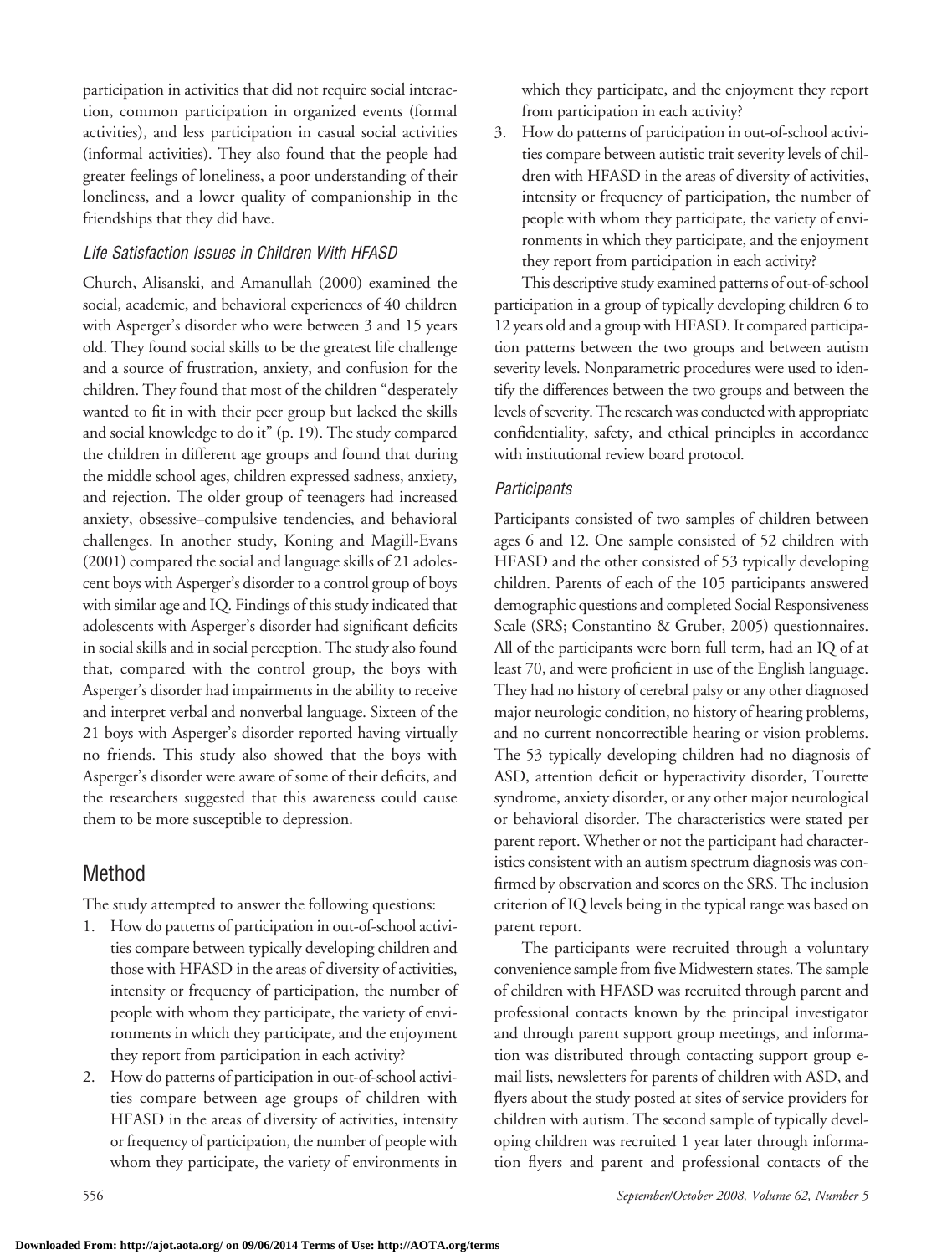participation in activities that did not require social interaction, common participation in organized events (formal activities), and less participation in casual social activities (informal activities). They also found that the people had greater feelings of loneliness, a poor understanding of their loneliness, and a lower quality of companionship in the friendships that they did have.

### *Life Satisfaction Issues in Children With HFASD*

Church, Alisanski, and Amanullah (2000) examined the social, academic, and behavioral experiences of 40 children with Asperger's disorder who were between 3 and 15 years old. They found social skills to be the greatest life challenge and a source of frustration, anxiety, and confusion for the children. They found that most of the children "desperately wanted to fit in with their peer group but lacked the skills and social knowledge to do it" (p. 19). The study compared the children in different age groups and found that during the middle school ages, children expressed sadness, anxiety, and rejection. The older group of teenagers had increased anxiety, obsessive–compulsive tendencies, and behavioral challenges. In another study, Koning and Magill-Evans (2001) compared the social and language skills of 21 adolescent boys with Asperger's disorder to a control group of boys with similar age and IQ. Findings of this study indicated that adolescents with Asperger's disorder had significant deficits in social skills and in social perception. The study also found that, compared with the control group, the boys with Asperger's disorder had impairments in the ability to receive and interpret verbal and nonverbal language. Sixteen of the 21 boys with Asperger's disorder reported having virtually no friends. This study also showed that the boys with Asperger's disorder were aware of some of their deficits, and the researchers suggested that this awareness could cause them to be more susceptible to depression.

## Method

The study attempted to answer the following questions:

1. How do patterns of participation in out-of-school activities compare between typically developing children and those with HFASD in the areas of diversity of activities, intensity or frequency of participation, the number of people with whom they participate, the variety of environments in which they participate, and the enjoyment they report from participation in each activity?
2. How do patterns of participation in out-of-school activities compare between age groups of children with HFASD in the areas of diversity of activities, intensity or frequency of participation, the number of people with whom they participate, the variety of environments in which they participate, and the enjoyment they report from participation in each activity?
3. How do patterns of participation in out-of-school activities compare between autistic trait severity levels of children with HFASD in the areas of diversity of activities, intensity or frequency of participation, the number of people with whom they participate, the variety of environments in which they participate, and the enjoyment they report from participation in each activity?

This descriptive study examined patterns of out-of-school participation in a group of typically developing children 6 to 12 years old and a group with HFASD. It compared participation patterns between the two groups and between autism severity levels. Nonparametric procedures were used to identify the differences between the two groups and between the levels of severity. The research was conducted with appropriate confidentiality, safety, and ethical principles in accordance with institutional review board protocol.

### *Participants*

Participants consisted of two samples of children between ages 6 and 12. One sample consisted of 52 children with HFASD and the other consisted of 53 typically developing children. Parents of each of the 105 participants answered demographic questions and completed Social Responsiveness Scale (SRS; Constantino & Gruber, 2005) questionnaires. All of the participants were born full term, had an IQ of at least 70, and were proficient in use of the English language. They had no history of cerebral palsy or any other diagnosed major neurologic condition, no history of hearing problems, and no current noncorrectible hearing or vision problems. The 53 typically developing children had no diagnosis of ASD, attention deficit or hyperactivity disorder, Tourette syndrome, anxiety disorder, or any other major neurological or behavioral disorder. The characteristics were stated per parent report. Whether or not the participant had characteristics consistent with an autism spectrum diagnosis was confirmed by observation and scores on the SRS. The inclusion criterion of IQ levels being in the typical range was based on parent report.

The participants were recruited through a voluntary convenience sample from five Midwestern states. The sample of children with HFASD was recruited through parent and professional contacts known by the principal investigator and through parent support group meetings, and information was distributed through contacting support group e-mail lists, newsletters for parents of children with ASD, and flyers about the study posted at sites of service providers for children with autism. The second sample of typically developing children was recruited 1 year later through information flyers and parent and professional contacts of the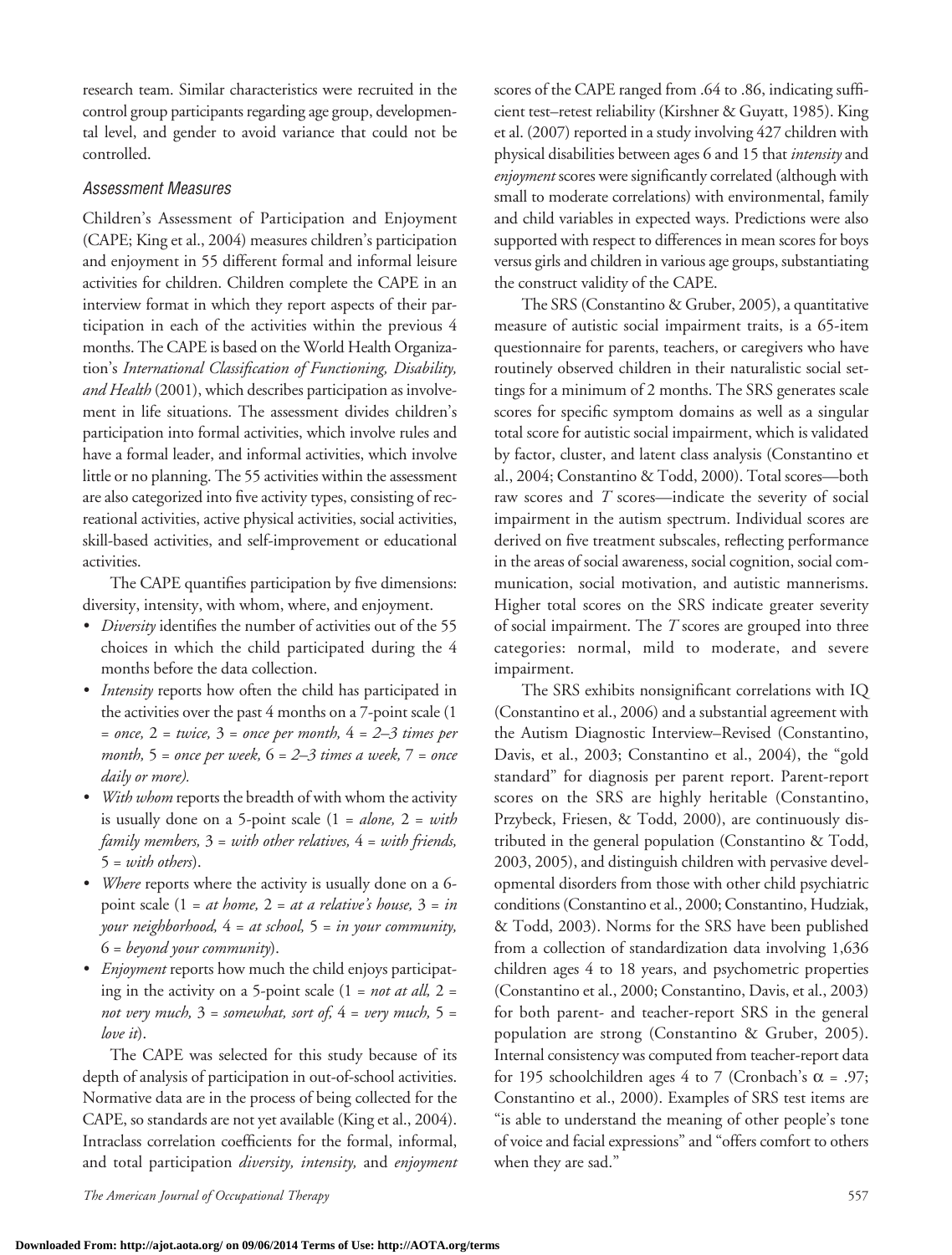research team. Similar characteristics were recruited in the control group participants regarding age group, developmental level, and gender to avoid variance that could not be controlled.

### *Assessment Measures*

Children's Assessment of Participation and Enjoyment (CAPE; King et al., 2004) measures children's participation and enjoyment in 55 different formal and informal leisure activities for children. Children complete the CAPE in an interview format in which they report aspects of their participation in each of the activities within the previous 4 months. The CAPE is based on the World Health Organization's *International Classification of Functioning, Disability, and Health* (2001), which describes participation as involvement in life situations. The assessment divides children's participation into formal activities, which involve rules and have a formal leader, and informal activities, which involve little or no planning. The 55 activities within the assessment are also categorized into five activity types, consisting of recreational activities, active physical activities, social activities, skill-based activities, and self-improvement or educational activities.

The CAPE quantifies participation by five dimensions: diversity, intensity, with whom, where, and enjoyment.

- *Diversity* identifies the number of activities out of the 55 choices in which the child participated during the 4 months before the data collection.
- *Intensity* reports how often the child has participated in the activities over the past 4 months on a 7-point scale (1 = *once,* 2 = *twice,* 3 = *once per month,* 4 = *2–3 times per month,* 5 = *once per week,* 6 = *2–3 times a week,* 7 = *once daily or more).*
- *With whom* reports the breadth of with whom the activity is usually done on a 5-point scale (1 = *alone,* 2 = *with family members,* 3 = *with other relatives,* 4 = *with friends,* 5 = *with others*).
- *Where* reports where the activity is usually done on a 6-point scale (1 = *at home,* 2 = *at a relative's house,* 3 = *in your neighborhood,* 4 = *at school,* 5 = *in your community,* 6 = *beyond your community*).
- *Enjoyment* reports how much the child enjoys participating in the activity on a 5-point scale (1 = *not at all,* 2 = *not very much,* 3 = *somewhat, sort of,* 4 = *very much,* 5 = *love it*).

The CAPE was selected for this study because of its depth of analysis of participation in out-of-school activities. Normative data are in the process of being collected for the CAPE, so standards are not yet available (King et al., 2004). Intraclass correlation coefficients for the formal, informal, and total participation *diversity, intensity,* and *enjoyment* scores of the CAPE ranged from .64 to .86, indicating sufficient test–retest reliability (Kirshner & Guyatt, 1985). King et al. (2007) reported in a study involving 427 children with physical disabilities between ages 6 and 15 that *intensity* and *enjoyment* scores were significantly correlated (although with small to moderate correlations) with environmental, family and child variables in expected ways. Predictions were also supported with respect to differences in mean scores for boys versus girls and children in various age groups, substantiating the construct validity of the CAPE.

The SRS (Constantino & Gruber, 2005), a quantitative measure of autistic social impairment traits, is a 65-item questionnaire for parents, teachers, or caregivers who have routinely observed children in their naturalistic social settings for a minimum of 2 months. The SRS generates scale scores for specific symptom domains as well as a singular total score for autistic social impairment, which is validated by factor, cluster, and latent class analysis (Constantino et al., 2004; Constantino & Todd, 2000). Total scores—both raw scores and *T* scores—indicate the severity of social impairment in the autism spectrum. Individual scores are derived on five treatment subscales, reflecting performance in the areas of social awareness, social cognition, social communication, social motivation, and autistic mannerisms. Higher total scores on the SRS indicate greater severity of social impairment. The *T* scores are grouped into three categories: normal, mild to moderate, and severe impairment.

The SRS exhibits nonsignificant correlations with IQ (Constantino et al., 2006) and a substantial agreement with the Autism Diagnostic Interview–Revised (Constantino, Davis, et al., 2003; Constantino et al., 2004), the "gold standard" for diagnosis per parent report. Parent-report scores on the SRS are highly heritable (Constantino, Przybeck, Friesen, & Todd, 2000), are continuously distributed in the general population (Constantino & Todd, 2003, 2005), and distinguish children with pervasive developmental disorders from those with other child psychiatric conditions (Constantino et al., 2000; Constantino, Hudziak, & Todd, 2003). Norms for the SRS have been published from a collection of standardization data involving 1,636 children ages 4 to 18 years, and psychometric properties (Constantino et al., 2000; Constantino, Davis, et al., 2003) for both parent- and teacher-report SRS in the general population are strong (Constantino & Gruber, 2005). Internal consistency was computed from teacher-report data for 195 schoolchildren ages 4 to 7 (Cronbach's $\alpha$ = .97; Constantino et al., 2000). Examples of SRS test items are "is able to understand the meaning of other people's tone of voice and facial expressions" and "offers comfort to others when they are sad."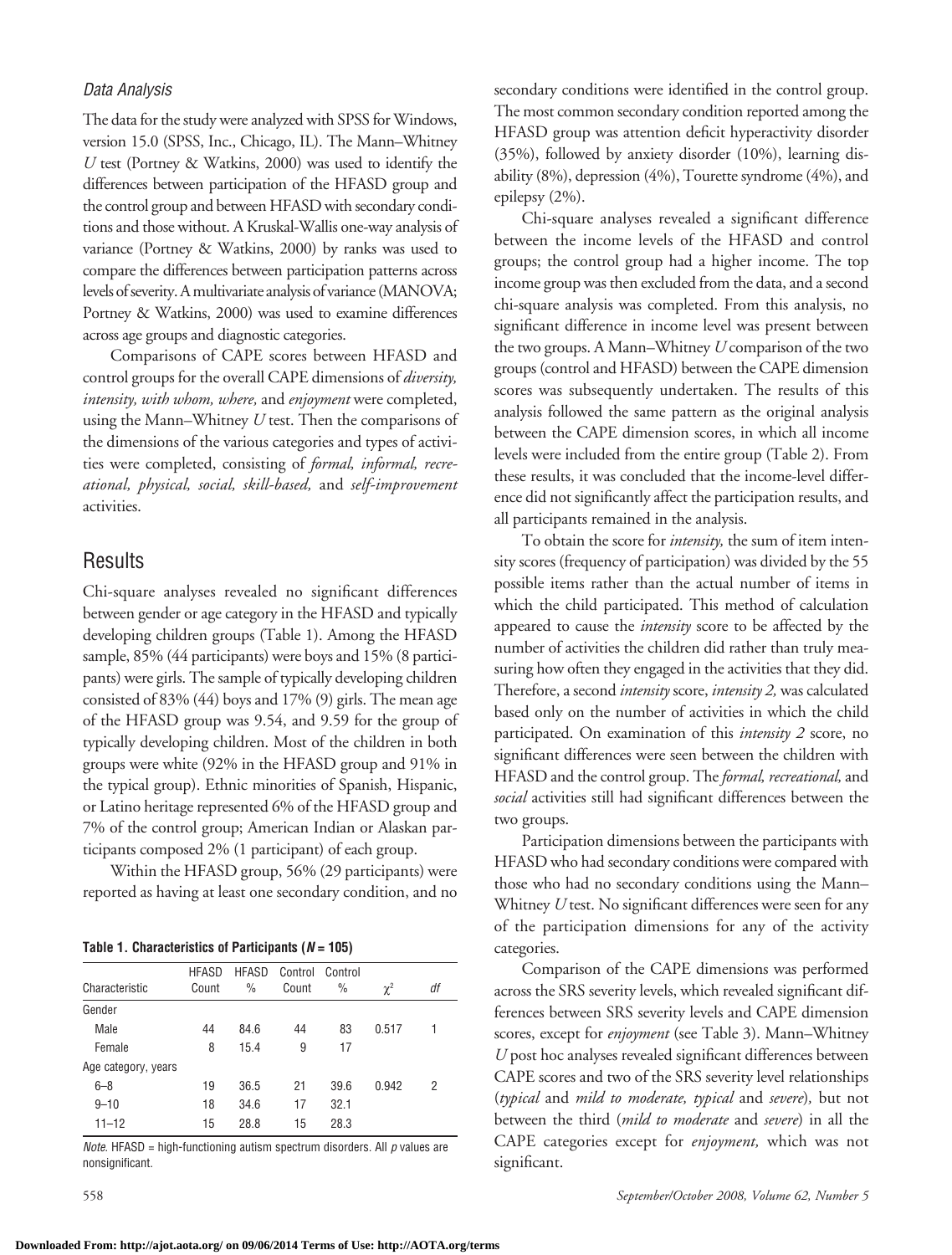### *Data Analysis*

The data for the study were analyzed with SPSS for Windows, version 15.0 (SPSS, Inc., Chicago, IL). The Mann–Whitney *U* test (Portney & Watkins, 2000) was used to identify the differences between participation of the HFASD group and the control group and between HFASD with secondary conditions and those without. A Kruskal-Wallis one-way analysis of variance (Portney & Watkins, 2000) by ranks was used to compare the differences between participation patterns across levels of severity. A multivariate analysis of variance (MANOVA; Portney & Watkins, 2000) was used to examine differences across age groups and diagnostic categories.

Comparisons of CAPE scores between HFASD and control groups for the overall CAPE dimensions of *diversity, intensity, with whom, where,* and *enjoyment* were completed, using the Mann–Whitney *U* test. Then the comparisons of the dimensions of the various categories and types of activities were completed, consisting of *formal, informal, recreational, physical, social, skill-based,* and *self-improvement* activities.

## Results

Chi-square analyses revealed no significant differences between gender or age category in the HFASD and typically developing children groups (Table 1). Among the HFASD sample, 85% (44 participants) were boys and 15% (8 participants) were girls. The sample of typically developing children consisted of 83% (44) boys and 17% (9) girls. The mean age of the HFASD group was 9.54, and 9.59 for the group of typically developing children. Most of the children in both groups were white (92% in the HFASD group and 91% in the typical group). Ethnic minorities of Spanish, Hispanic, or Latino heritage represented 6% of the HFASD group and 7% of the control group; American Indian or Alaskan participants composed 2% (1 participant) of each group.

Within the HFASD group, 56% (29 participants) were reported as having at least one secondary condition, and no secondary conditions were identified in the control group. The most common secondary condition reported among the HFASD group was attention deficit hyperactivity disorder (35%), followed by anxiety disorder (10%), learning disability (8%), depression (4%), Tourette syndrome (4%), and epilepsy (2%).

**Table 1. Characteristics of Participants (*N* = 105)**

| Characteristic | HFASD Count | HFASD % | Control Count | Control % | $\chi^2$ | *df* |
|---|---|---|---|---|---|---|
| Gender | | | | | | |
| Male | 44 | 84.6 | 44 | 83 | 0.517 | 1 |
| Female | 8 | 15.4 | 9 | 17 | | |
| Age category, years | | | | | | |
| 6–8 | 19 | 36.5 | 21 | 39.6 | 0.942 | 2 |
| 9–10 | 18 | 34.6 | 17 | 32.1 | | |
| 11–12 | 15 | 28.8 | 15 | 28.3 | | |

*Note.* HFASD = high-functioning autism spectrum disorders. All *p* values are nonsignificant.

Chi-square analyses revealed a significant difference between the income levels of the HFASD and control groups; the control group had a higher income. The top income group was then excluded from the data, and a second chi-square analysis was completed. From this analysis, no significant difference in income level was present between the two groups. A Mann–Whitney *U* comparison of the two groups (control and HFASD) between the CAPE dimension scores was subsequently undertaken. The results of this analysis followed the same pattern as the original analysis between the CAPE dimension scores, in which all income levels were included from the entire group (Table 2). From these results, it was concluded that the income-level difference did not significantly affect the participation results, and all participants remained in the analysis.

To obtain the score for *intensity,* the sum of item intensity scores (frequency of participation) was divided by the 55 possible items rather than the actual number of items in which the child participated. This method of calculation appeared to cause the *intensity* score to be affected by the number of activities the children did rather than truly measuring how often they engaged in the activities that they did. Therefore, a second *intensity* score, *intensity 2,* was calculated based only on the number of activities in which the child participated. On examination of this *intensity 2* score, no significant differences were seen between the children with HFASD and the control group. The *formal, recreational,* and *social* activities still had significant differences between the two groups.

Participation dimensions between the participants with HFASD who had secondary conditions were compared with those who had no secondary conditions using the Mann–Whitney *U* test. No significant differences were seen for any of the participation dimensions for any of the activity categories.

Comparison of the CAPE dimensions was performed across the SRS severity levels, which revealed significant differences between SRS severity levels and CAPE dimension scores, except for *enjoyment* (see Table 3). Mann–Whitney *U* post hoc analyses revealed significant differences between CAPE scores and two of the SRS severity level relationships (*typical* and *mild to moderate, typical* and *severe*), but not between the third (*mild to moderate* and *severe*) in all the CAPE categories except for *enjoyment,* which was not significant.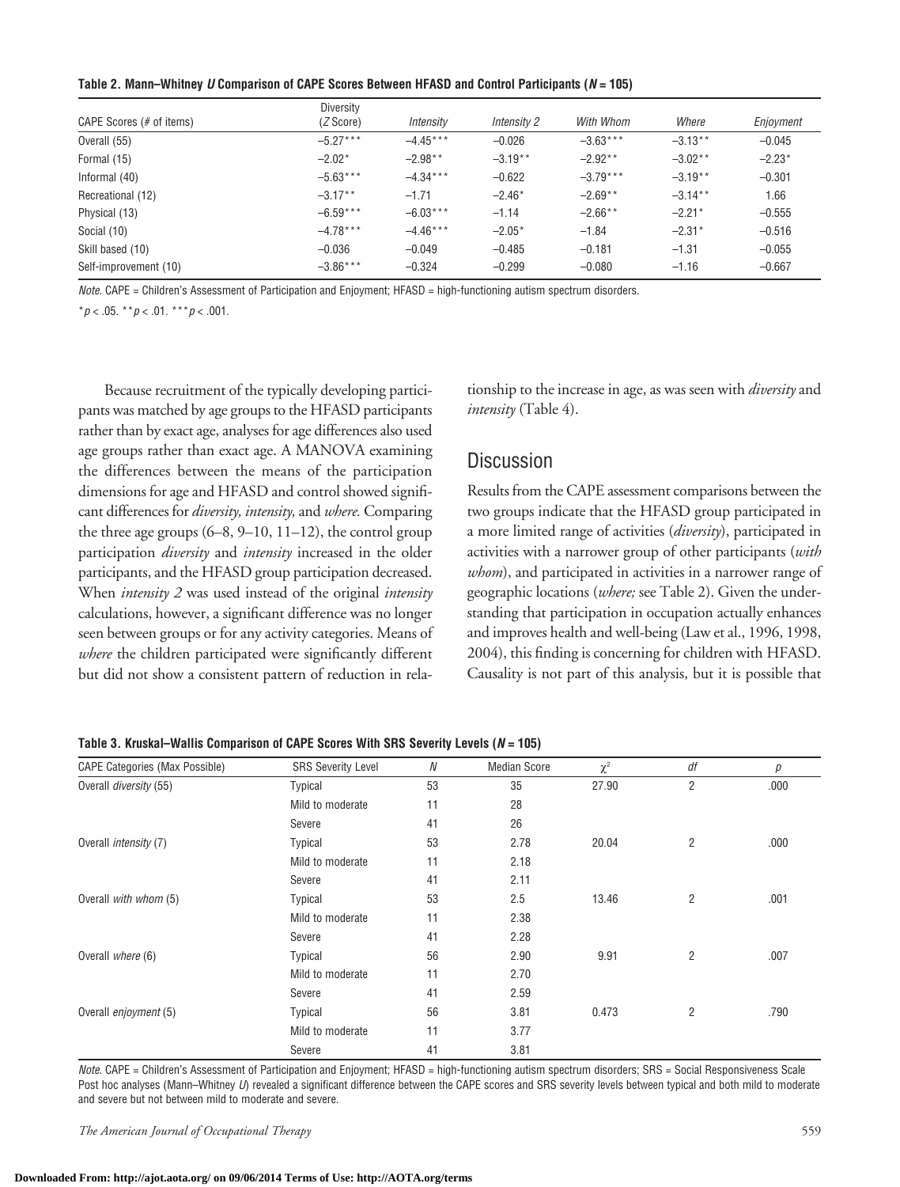**Table 2. Mann–Whitney *U* Comparison of CAPE Scores Between HFASD and Control Participants (*N* = 105)**

| CAPE Scores (# of items) | Diversity (*Z* Score) | *Intensity* | *Intensity 2* | *With Whom* | *Where* | *Enjoyment* |
|---|---|---|---|---|---|---|
| Overall (55) | −5.27*** | −4.45*** | −0.026 | −3.63*** | −3.13** | −0.045 |
| Formal (15) | −2.02* | −2.98** | −3.19** | −2.92** | −3.02** | −2.23* |
| Informal (40) | −5.63*** | −4.34*** | −0.622 | −3.79*** | −3.19** | −0.301 |
| Recreational (12) | −3.17** | −1.71 | −2.46* | −2.69** | −3.14** | 1.66 |
| Physical (13) | −6.59*** | −6.03*** | −1.14 | −2.66** | −2.21* | −0.555 |
| Social (10) | −4.78*** | −4.46*** | −2.05* | −1.84 | −2.31* | −0.516 |
| Skill based (10) | −0.036 | −0.049 | −0.485 | −0.181 | −1.31 | −0.055 |
| Self-improvement (10) | −3.86*** | −0.324 | −0.299 | −0.080 | −1.16 | −0.667 |

*Note.* CAPE = Children's Assessment of Participation and Enjoyment; HFASD = high-functioning autism spectrum disorders.

*$p < .05$. **$p < .01$. ***$p < .001$.

Because recruitment of the typically developing participants was matched by age groups to the HFASD participants rather than by exact age, analyses for age differences also used age groups rather than exact age. A MANOVA examining the differences between the means of the participation dimensions for age and HFASD and control showed significant differences for *diversity, intensity,* and *where.* Comparing the three age groups (6–8, 9–10, 11–12), the control group participation *diversity* and *intensity* increased in the older participants, and the HFASD group participation decreased. When *intensity 2* was used instead of the original *intensity* calculations, however, a significant difference was no longer seen between groups or for any activity categories. Means of *where* the children participated were significantly different but did not show a consistent pattern of reduction in relationship to the increase in age, as was seen with *diversity* and *intensity* (Table 4).

## Discussion

Results from the CAPE assessment comparisons between the two groups indicate that the HFASD group participated in a more limited range of activities (*diversity*), participated in activities with a narrower group of other participants (*with whom*), and participated in activities in a narrower range of geographic locations (*where;* see Table 2). Given the understanding that participation in occupation actually enhances and improves health and well-being (Law et al., 1996, 1998, 2004), this finding is concerning for children with HFASD. Causality is not part of this analysis, but it is possible that

**Table 3. Kruskal–Wallis Comparison of CAPE Scores With SRS Severity Levels (*N* = 105)**

| CAPE Categories (Max Possible) | SRS Severity Level | *N* | Median Score | $\chi^2$ | *df* | *p* |
|---|---|---|---|---|---|---|
| Overall *diversity* (55) | Typical | 53 | 35 | 27.90 | 2 | .000 |
| | Mild to moderate | 11 | 28 | | | |
| | Severe | 41 | 26 | | | |
| Overall *intensity* (7) | Typical | 53 | 2.78 | 20.04 | 2 | .000 |
| | Mild to moderate | 11 | 2.18 | | | |
| | Severe | 41 | 2.11 | | | |
| Overall *with whom* (5) | Typical | 53 | 2.5 | 13.46 | 2 | .001 |
| | Mild to moderate | 11 | 2.38 | | | |
| | Severe | 41 | 2.28 | | | |
| Overall *where* (6) | Typical | 56 | 2.90 | 9.91 | 2 | .007 |
| | Mild to moderate | 11 | 2.70 | | | |
| | Severe | 41 | 2.59 | | | |
| Overall *enjoyment* (5) | Typical | 56 | 3.81 | 0.473 | 2 | .790 |
| | Mild to moderate | 11 | 3.77 | | | |
| | Severe | 41 | 3.81 | | | |

*Note.* CAPE = Children's Assessment of Participation and Enjoyment; HFASD = high-functioning autism spectrum disorders; SRS = Social Responsiveness Scale Post hoc analyses (Mann–Whitney *U*) revealed a significant difference between the CAPE scores and SRS severity levels between typical and both mild to moderate and severe but not between mild to moderate and severe.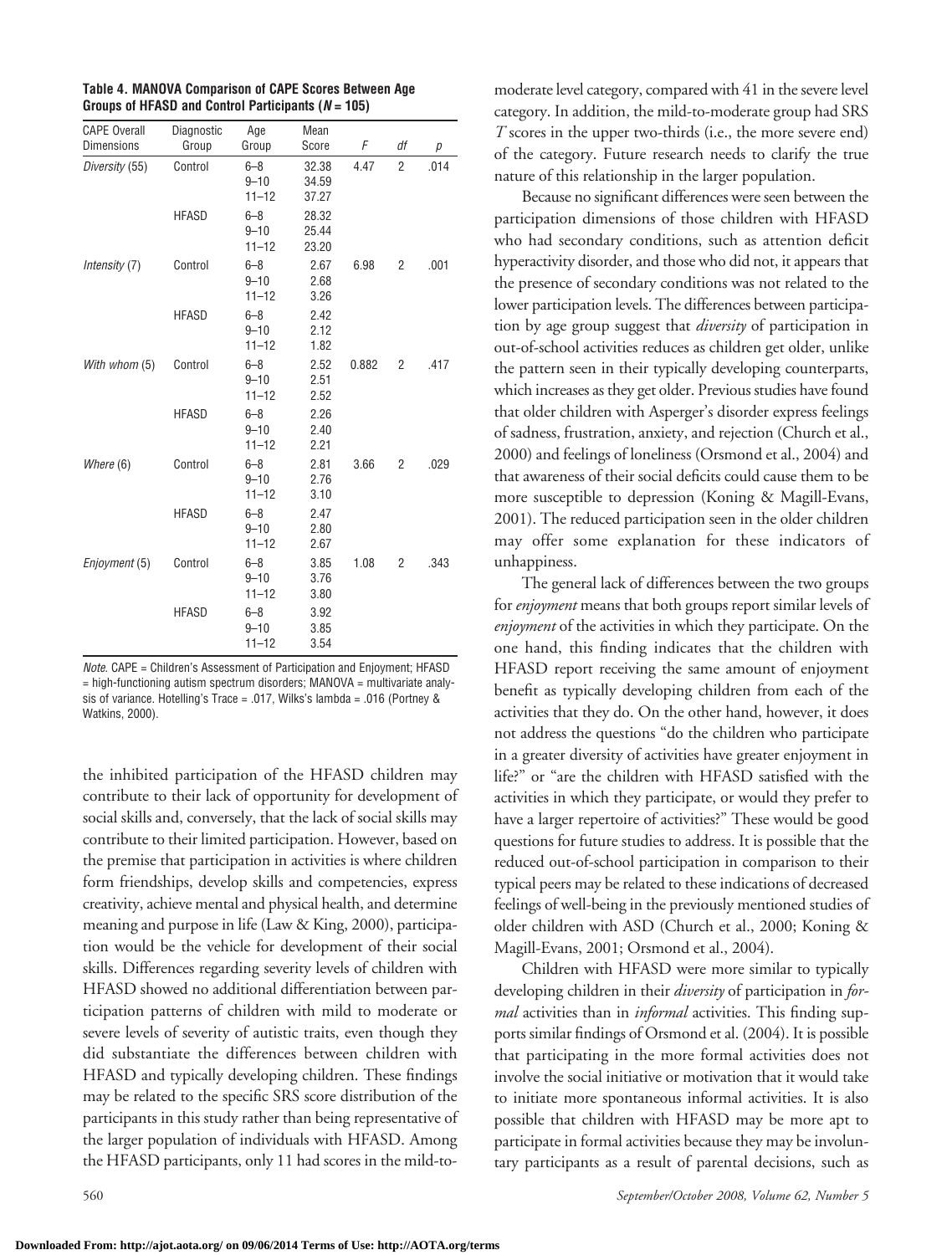**Table 4. MANOVA Comparison of CAPE Scores Between Age Groups of HFASD and Control Participants ($N = 105$)**

| CAPE Overall Dimensions | Diagnostic Group | Age Group | Mean Score | $F$ | $df$ | $p$ |
|---|---|---|---|---|---|---|
| *Diversity* (55) | Control | 6–8 | 32.38 | 4.47 | 2 | .014 |
| | | 9–10 | 34.59 | | | |
| | | 11–12 | 37.27 | | | |
| | HFASD | 6–8 | 28.32 | | | |
| | | 9–10 | 25.44 | | | |
| | | 11–12 | 23.20 | | | |
| *Intensity* (7) | Control | 6–8 | 2.67 | 6.98 | 2 | .001 |
| | | 9–10 | 2.68 | | | |
| | | 11–12 | 3.26 | | | |
| | HFASD | 6–8 | 2.42 | | | |
| | | 9–10 | 2.12 | | | |
| | | 11–12 | 1.82 | | | |
| *With whom* (5) | Control | 6–8 | 2.52 | 0.882 | 2 | .417 |
| | | 9–10 | 2.51 | | | |
| | | 11–12 | 2.52 | | | |
| | HFASD | 6–8 | 2.26 | | | |
| | | 9–10 | 2.40 | | | |
| | | 11–12 | 2.21 | | | |
| *Where* (6) | Control | 6–8 | 2.81 | 3.66 | 2 | .029 |
| | | 9–10 | 2.76 | | | |
| | | 11–12 | 3.10 | | | |
| | HFASD | 6–8 | 2.47 | | | |
| | | 9–10 | 2.80 | | | |
| | | 11–12 | 2.67 | | | |
| *Enjoyment* (5) | Control | 6–8 | 3.85 | 1.08 | 2 | .343 |
| | | 9–10 | 3.76 | | | |
| | | 11–12 | 3.80 | | | |
| | HFASD | 6–8 | 3.92 | | | |
| | | 9–10 | 3.85 | | | |
| | | 11–12 | 3.54 | | | |

*Note.* CAPE = Children's Assessment of Participation and Enjoyment; HFASD = high-functioning autism spectrum disorders; MANOVA = multivariate analysis of variance. Hotelling's Trace = .017, Wilks's lambda = .016 (Portney & Watkins, 2000).

the inhibited participation of the HFASD children may contribute to their lack of opportunity for development of social skills and, conversely, that the lack of social skills may contribute to their limited participation. However, based on the premise that participation in activities is where children form friendships, develop skills and competencies, express creativity, achieve mental and physical health, and determine meaning and purpose in life (Law & King, 2000), participation would be the vehicle for development of their social skills. Differences regarding severity levels of children with HFASD showed no additional differentiation between participation patterns of children with mild to moderate or severe levels of severity of autistic traits, even though they did substantiate the differences between children with HFASD and typically developing children. These findings may be related to the specific SRS score distribution of the participants in this study rather than being representative of the larger population of individuals with HFASD. Among the HFASD participants, only 11 had scores in the mild-to-moderate level category, compared with 41 in the severe level category. In addition, the mild-to-moderate group had SRS $T$ scores in the upper two-thirds (i.e., the more severe end) of the category. Future research needs to clarify the true nature of this relationship in the larger population.

Because no significant differences were seen between the participation dimensions of those children with HFASD who had secondary conditions, such as attention deficit hyperactivity disorder, and those who did not, it appears that the presence of secondary conditions was not related to the lower participation levels. The differences between participation by age group suggest that *diversity* of participation in out-of-school activities reduces as children get older, unlike the pattern seen in their typically developing counterparts, which increases as they get older. Previous studies have found that older children with Asperger's disorder express feelings of sadness, frustration, anxiety, and rejection (Church et al., 2000) and feelings of loneliness (Orsmond et al., 2004) and that awareness of their social deficits could cause them to be more susceptible to depression (Koning & Magill-Evans, 2001). The reduced participation seen in the older children may offer some explanation for these indicators of unhappiness.

The general lack of differences between the two groups for *enjoyment* means that both groups report similar levels of *enjoyment* of the activities in which they participate. On the one hand, this finding indicates that the children with HFASD report receiving the same amount of enjoyment benefit as typically developing children from each of the activities that they do. On the other hand, however, it does not address the questions "do the children who participate in a greater diversity of activities have greater enjoyment in life?" or "are the children with HFASD satisfied with the activities in which they participate, or would they prefer to have a larger repertoire of activities?" These would be good questions for future studies to address. It is possible that the reduced out-of-school participation in comparison to their typical peers may be related to these indications of decreased feelings of well-being in the previously mentioned studies of older children with ASD (Church et al., 2000; Koning & Magill-Evans, 2001; Orsmond et al., 2004).

Children with HFASD were more similar to typically developing children in their *diversity* of participation in *formal* activities than in *informal* activities. This finding supports similar findings of Orsmond et al. (2004). It is possible that participating in the more formal activities does not involve the social initiative or motivation that it would take to initiate more spontaneous informal activities. It is also possible that children with HFASD may be more apt to participate in formal activities because they may be involuntary participants as a result of parental decisions, such as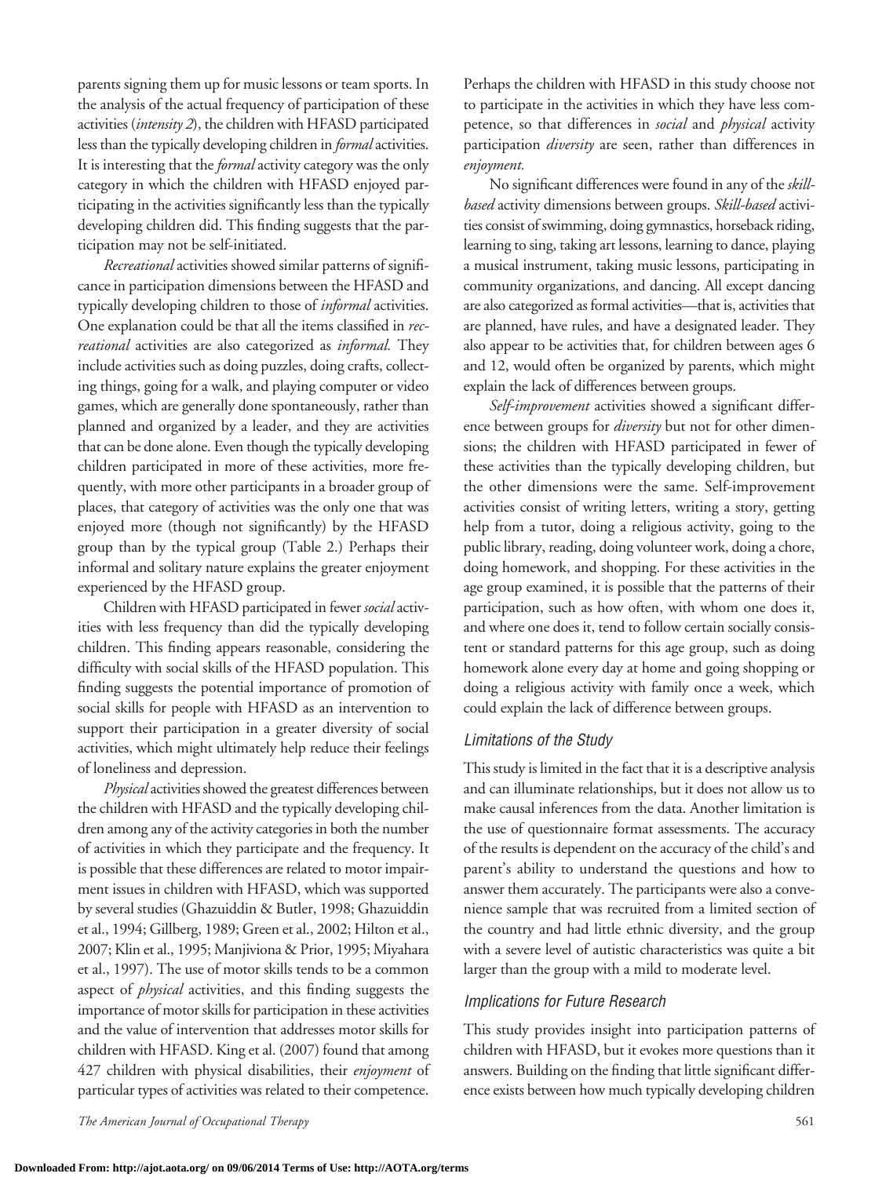parents signing them up for music lessons or team sports. In the analysis of the actual frequency of participation of these activities (*intensity 2*), the children with HFASD participated less than the typically developing children in *formal* activities. It is interesting that the *formal* activity category was the only category in which the children with HFASD enjoyed participating in the activities significantly less than the typically developing children did. This finding suggests that the participation may not be self-initiated.

*Recreational* activities showed similar patterns of significance in participation dimensions between the HFASD and typically developing children to those of *informal* activities. One explanation could be that all the items classified in *recreational* activities are also categorized as *informal.* They include activities such as doing puzzles, doing crafts, collecting things, going for a walk, and playing computer or video games, which are generally done spontaneously, rather than planned and organized by a leader, and they are activities that can be done alone. Even though the typically developing children participated in more of these activities, more frequently, with more other participants in a broader group of places, that category of activities was the only one that was enjoyed more (though not significantly) by the HFASD group than by the typical group (Table 2.) Perhaps their informal and solitary nature explains the greater enjoyment experienced by the HFASD group.

Children with HFASD participated in fewer *social* activities with less frequency than did the typically developing children. This finding appears reasonable, considering the difficulty with social skills of the HFASD population. This finding suggests the potential importance of promotion of social skills for people with HFASD as an intervention to support their participation in a greater diversity of social activities, which might ultimately help reduce their feelings of loneliness and depression.

*Physical* activities showed the greatest differences between the children with HFASD and the typically developing children among any of the activity categories in both the number of activities in which they participate and the frequency. It is possible that these differences are related to motor impairment issues in children with HFASD, which was supported by several studies (Ghazuiddin & Butler, 1998; Ghazuiddin et al., 1994; Gillberg, 1989; Green et al., 2002; Hilton et al., 2007; Klin et al., 1995; Manjiviona & Prior, 1995; Miyahara et al., 1997). The use of motor skills tends to be a common aspect of *physical* activities, and this finding suggests the importance of motor skills for participation in these activities and the value of intervention that addresses motor skills for children with HFASD. King et al. (2007) found that among 427 children with physical disabilities, their *enjoyment* of particular types of activities was related to their competence. Perhaps the children with HFASD in this study choose not to participate in the activities in which they have less competence, so that differences in *social* and *physical* activity participation *diversity* are seen, rather than differences in *enjoyment.*

No significant differences were found in any of the *skill-based* activity dimensions between groups. *Skill-based* activities consist of swimming, doing gymnastics, horseback riding, learning to sing, taking art lessons, learning to dance, playing a musical instrument, taking music lessons, participating in community organizations, and dancing. All except dancing are also categorized as formal activities—that is, activities that are planned, have rules, and have a designated leader. They also appear to be activities that, for children between ages 6 and 12, would often be organized by parents, which might explain the lack of differences between groups.

*Self-improvement* activities showed a significant difference between groups for *diversity* but not for other dimensions; the children with HFASD participated in fewer of these activities than the typically developing children, but the other dimensions were the same. Self-improvement activities consist of writing letters, writing a story, getting help from a tutor, doing a religious activity, going to the public library, reading, doing volunteer work, doing a chore, doing homework, and shopping. For these activities in the age group examined, it is possible that the patterns of their participation, such as how often, with whom one does it, and where one does it, tend to follow certain socially consistent or standard patterns for this age group, such as doing homework alone every day at home and going shopping or doing a religious activity with family once a week, which could explain the lack of difference between groups.

### *Limitations of the Study*

This study is limited in the fact that it is a descriptive analysis and can illuminate relationships, but it does not allow us to make causal inferences from the data. Another limitation is the use of questionnaire format assessments. The accuracy of the results is dependent on the accuracy of the child's and parent's ability to understand the questions and how to answer them accurately. The participants were also a convenience sample that was recruited from a limited section of the country and had little ethnic diversity, and the group with a severe level of autistic characteristics was quite a bit larger than the group with a mild to moderate level.

### *Implications for Future Research*

This study provides insight into participation patterns of children with HFASD, but it evokes more questions than it answers. Building on the finding that little significant difference exists between how much typically developing children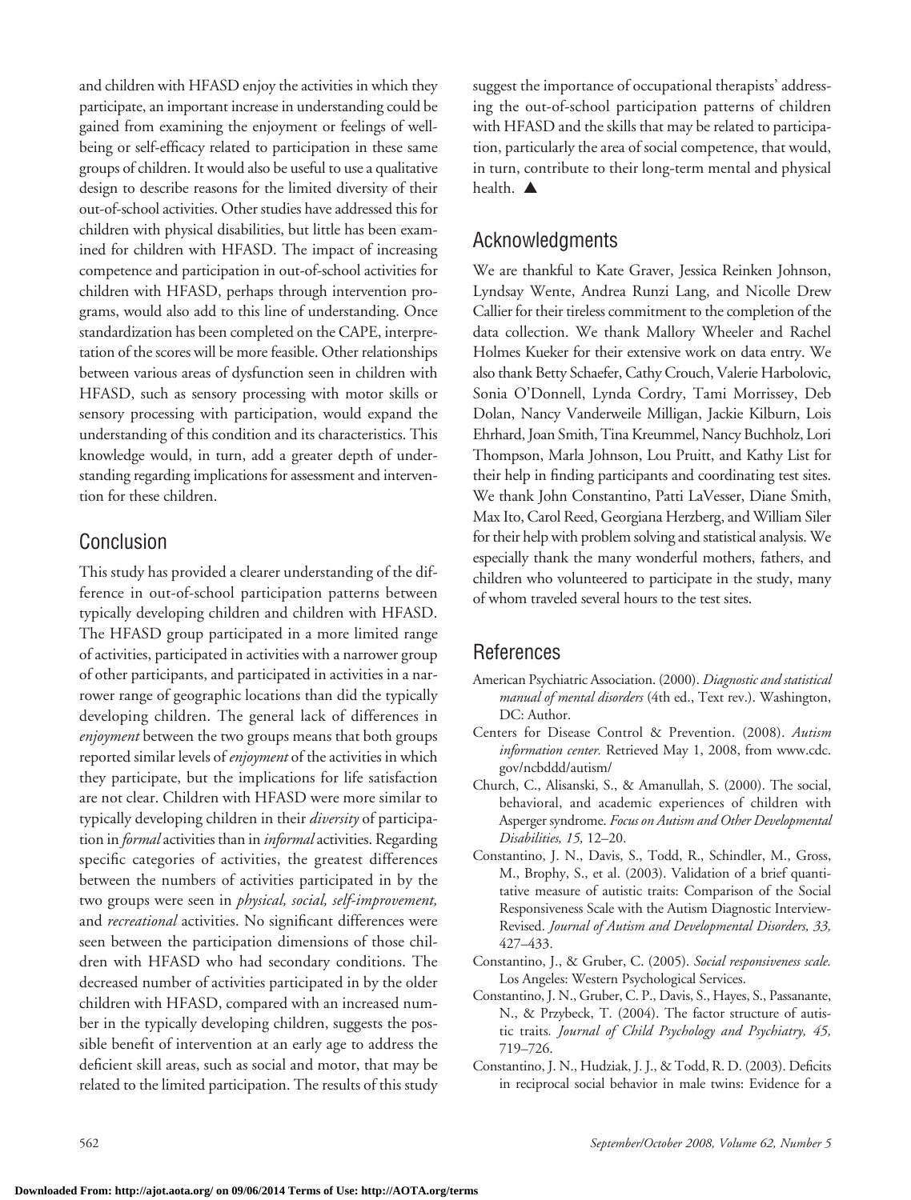and children with HFASD enjoy the activities in which they participate, an important increase in understanding could be gained from examining the enjoyment or feelings of well-being or self-efficacy related to participation in these same groups of children. It would also be useful to use a qualitative design to describe reasons for the limited diversity of their out-of-school activities. Other studies have addressed this for children with physical disabilities, but little has been examined for children with HFASD. The impact of increasing competence and participation in out-of-school activities for children with HFASD, perhaps through intervention programs, would also add to this line of understanding. Once standardization has been completed on the CAPE, interpretation of the scores will be more feasible. Other relationships between various areas of dysfunction seen in children with HFASD, such as sensory processing with motor skills or sensory processing with participation, would expand the understanding of this condition and its characteristics. This knowledge would, in turn, add a greater depth of understanding regarding implications for assessment and intervention for these children.

## Conclusion

This study has provided a clearer understanding of the difference in out-of-school participation patterns between typically developing children and children with HFASD. The HFASD group participated in a more limited range of activities, participated in activities with a narrower group of other participants, and participated in activities in a narrower range of geographic locations than did the typically developing children. The general lack of differences in *enjoyment* between the two groups means that both groups reported similar levels of *enjoyment* of the activities in which they participate, but the implications for life satisfaction are not clear. Children with HFASD were more similar to typically developing children in their *diversity* of participation in *formal* activities than in *informal* activities. Regarding specific categories of activities, the greatest differences between the numbers of activities participated in by the two groups were seen in *physical, social, self-improvement,* and *recreational* activities. No significant differences were seen between the participation dimensions of those children with HFASD who had secondary conditions. The decreased number of activities participated in by the older children with HFASD, compared with an increased number in the typically developing children, suggests the possible benefit of intervention at an early age to address the deficient skill areas, such as social and motor, that may be related to the limited participation. The results of this study suggest the importance of occupational therapists' addressing the out-of-school participation patterns of children with HFASD and the skills that may be related to participation, particularly the area of social competence, that would, in turn, contribute to their long-term mental and physical health. ▲

## Acknowledgments

We are thankful to Kate Graver, Jessica Reinken Johnson, Lyndsay Wente, Andrea Runzi Lang, and Nicolle Drew Callier for their tireless commitment to the completion of the data collection. We thank Mallory Wheeler and Rachel Holmes Kueker for their extensive work on data entry. We also thank Betty Schaefer, Cathy Crouch, Valerie Harbolovic, Sonia O'Donnell, Lynda Cordry, Tami Morrissey, Deb Dolan, Nancy Vanderweile Milligan, Jackie Kilburn, Lois Ehrhard, Joan Smith, Tina Kreummel, Nancy Buchholz, Lori Thompson, Marla Johnson, Lou Pruitt, and Kathy List for their help in finding participants and coordinating test sites. We thank John Constantino, Patti LaVesser, Diane Smith, Max Ito, Carol Reed, Georgiana Herzberg, and William Siler for their help with problem solving and statistical analysis. We especially thank the many wonderful mothers, fathers, and children who volunteered to participate in the study, many of whom traveled several hours to the test sites.

## References

American Psychiatric Association. (2000). *Diagnostic and statistical manual of mental disorders* (4th ed., Text rev.). Washington, DC: Author.

Centers for Disease Control & Prevention. (2008). *Autism information center.* Retrieved May 1, 2008, from www.cdc.gov/ncbddd/autism/

Church, C., Alisanski, S., & Amanullah, S. (2000). The social, behavioral, and academic experiences of children with Asperger syndrome. *Focus on Autism and Other Developmental Disabilities, 15,* 12–20.

Constantino, J. N., Davis, S., Todd, R., Schindler, M., Gross, M., Brophy, S., et al. (2003). Validation of a brief quantitative measure of autistic traits: Comparison of the Social Responsiveness Scale with the Autism Diagnostic Interview-Revised. *Journal of Autism and Developmental Disorders, 33,* 427–433.

Constantino, J., & Gruber, C. (2005). *Social responsiveness scale.* Los Angeles: Western Psychological Services.

Constantino, J. N., Gruber, C. P., Davis, S., Hayes, S., Passanante, N., & Przybeck, T. (2004). The factor structure of autistic traits. *Journal of Child Psychology and Psychiatry, 45,* 719–726.

Constantino, J. N., Hudziak, J. J., & Todd, R. D. (2003). Deficits in reciprocal social behavior in male twins: Evidence for a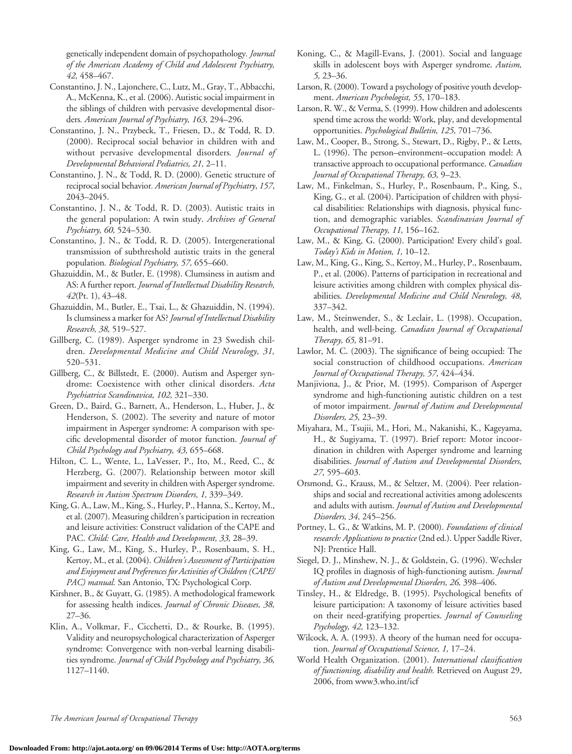genetically independent domain of psychopathology. *Journal of the American Academy of Child and Adolescent Psychiatry, 42,* 458–467.

Constantino, J. N., Lajonchere, C., Lutz, M., Gray, T., Abbacchi, A., McKenna, K., et al. (2006). Autistic social impairment in the siblings of children with pervasive developmental disorders. *American Journal of Psychiatry, 163,* 294–296.

Constantino, J. N., Przybeck, T., Friesen, D., & Todd, R. D. (2000). Reciprocal social behavior in children with and without pervasive developmental disorders. *Journal of Developmental Behavioral Pediatrics, 21,* 2–11.

Constantino, J. N., & Todd, R. D. (2000). Genetic structure of reciprocal social behavior. *American Journal of Psychiatry*, *157*, 2043–2045.

Constantino, J. N., & Todd, R. D. (2003). Autistic traits in the general population: A twin study. *Archives of General Psychiatry, 60,* 524–530.

Constantino, J. N., & Todd, R. D. (2005). Intergenerational transmission of subthreshold autistic traits in the general population. *Biological Psychiatry, 57,* 655–660.

Ghazuiddin, M., & Butler, E. (1998). Clumsiness in autism and AS: A further report. *Journal of Intellectual Disability Research, 42*(Pt. 1), 43–48.

Ghazuiddin, M., Butler, E., Tsai, L., & Ghazuiddin, N. (1994). Is clumsiness a marker for AS? *Journal of Intellectual Disability Research, 38,* 519–527.

Gillberg, C. (1989). Asperger syndrome in 23 Swedish children. *Developmental Medicine and Child Neurology, 31,* 520–531.

Gillberg, C., & Billstedt, E. (2000). Autism and Asperger syndrome: Coexistence with other clinical disorders. *Acta Psychiatrica Scandinavica, 102,* 321–330.

Green, D., Baird, G., Barnett, A., Henderson, L., Huber, J., & Henderson, S. (2002). The severity and nature of motor impairment in Asperger syndrome: A comparison with specific developmental disorder of motor function. *Journal of Child Psychology and Psychiatry, 43,* 655–668.

Hilton, C. L., Wente, L., LaVesser, P., Ito, M., Reed, C., & Herzberg, G. (2007). Relationship between motor skill impairment and severity in children with Asperger syndrome. *Research in Autism Spectrum Disorders, 1,* 339–349.

King, G. A., Law, M., King, S., Hurley, P., Hanna, S., Kertoy, M., et al. (2007). Measuring children's participation in recreation and leisure activities: Construct validation of the CAPE and PAC. *Child: Care, Health and Development, 33,* 28–39.

King, G., Law, M., King, S., Hurley, P., Rosenbaum, S. H., Kertoy, M., et al. (2004). *Children's Assessment of Participation and Enjoyment and Preferences for Activities of Children (CAPE/PAC) manual.* San Antonio, TX: Psychological Corp.

Kirshner, B., & Guyatt, G. (1985). A methodological framework for assessing health indices. *Journal of Chronic Diseases, 38,* 27–36.

Klin, A., Volkmar, F., Cicchetti, D., & Rourke, B. (1995). Validity and neuropsychological characterization of Asperger syndrome: Convergence with non-verbal learning disabilities syndrome. *Journal of Child Psychology and Psychiatry, 36,* 1127–1140.

Koning, C., & Magill-Evans, J. (2001). Social and language skills in adolescent boys with Asperger syndrome. *Autism, 5,* 23–36.

Larson, R. (2000). Toward a psychology of positive youth development. *American Psychologist, 55*, 170–183.

Larson, R. W., & Verma, S. (1999). How children and adolescents spend time across the world: Work, play, and developmental opportunities. *Psychological Bulletin, 125,* 701–736.

Law, M., Cooper, B., Strong, S., Stewart, D., Rigby, P., & Letts, L. (1996). The person–environment–occupation model: A transactive approach to occupational performance. *Canadian Journal of Occupational Therapy, 63,* 9–23.

Law, M., Finkelman, S., Hurley, P., Rosenbaum, P., King, S., King, G., et al. (2004). Participation of children with physical disabilities: Relationships with diagnosis, physical function, and demographic variables. *Scandinavian Journal of Occupational Therapy, 11,* 156–162.

Law, M., & King, G. (2000). Participation! Every child's goal. *Today's Kids in Motion, 1,* 10–12.

Law, M., King, G., King, S., Kertoy, M., Hurley, P., Rosenbaum, P., et al. (2006). Patterns of participation in recreational and leisure activities among children with complex physical disabilities. *Developmental Medicine and Child Neurology, 48,* 337–342.

Law, M., Steinwender, S., & Leclair, L. (1998). Occupation, health, and well-being. *Canadian Journal of Occupational Therapy, 65,* 81–91.

Lawlor, M. C. (2003). The significance of being occupied: The social construction of childhood occupations. *American Journal of Occupational Therapy, 57,* 424–434.

Manjiviona, J., & Prior, M. (1995). Comparison of Asperger syndrome and high-functioning autistic children on a test of motor impairment. *Journal of Autism and Developmental Disorders, 25,* 23–39.

Miyahara, M., Tsujii, M., Hori, M., Nakanishi, K., Kageyama, H., & Sugiyama, T. (1997). Brief report: Motor incoordination in children with Asperger syndrome and learning disabilities. *Journal of Autism and Developmental Disorders, 27,* 595–603.

Orsmond, G., Krauss, M., & Seltzer, M. (2004). Peer relationships and social and recreational activities among adolescents and adults with autism. *Journal of Autism and Developmental Disorders, 34,* 245–256.

Portney, L. G., & Watkins, M. P. (2000). *Foundations of clinical research: Applications to practice* (2nd ed.). Upper Saddle River, NJ: Prentice Hall.

Siegel, D. J., Minshew, N. J., & Goldstein, G. (1996). Wechsler IQ profiles in diagnosis of high-functioning autism. *Journal of Autism and Developmental Disorders, 26,* 398–406.

Tinsley, H., & Eldredge, B. (1995). Psychological benefits of leisure participation: A taxonomy of leisure activities based on their need-gratifying properties. *Journal of Counseling Psychology, 42,* 123–132.

Wilcock, A. A. (1993). A theory of the human need for occupation. *Journal of Occupational Science, 1,* 17–24.

World Health Organization. (2001). *International classification of functioning, disability and health.* Retrieved on August 29, 2006, from www3.who.int/icf